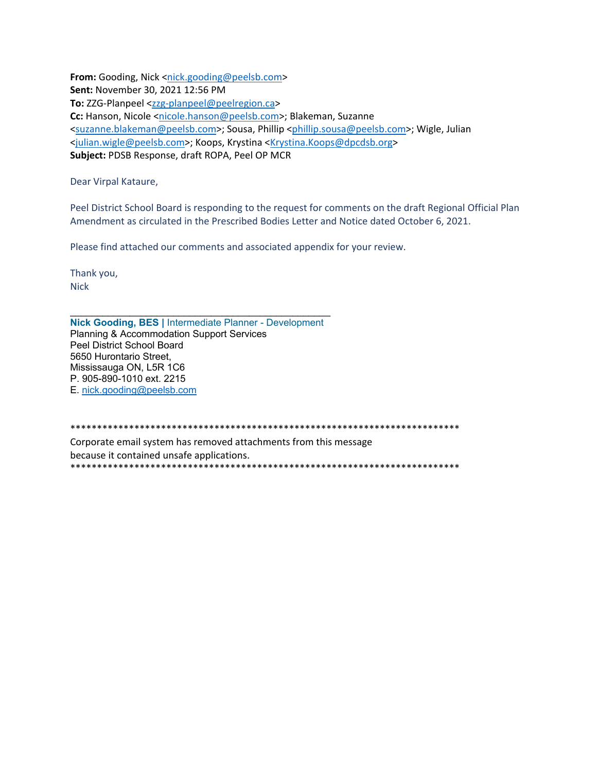**From:** Gooding, Nick <nick.gooding@peelsb.com>
**Sent:** November 30, 2021 12:56 PM
**To:** ZZG-Planpeel <zzg-planpeel@peelregion.ca>
**Cc:** Hanson, Nicole <nicole.hanson@peelsb.com>; Blakeman, Suzanne <suzanne.blakeman@peelsb.com>; Sousa, Phillip <phillip.sousa@peelsb.com>; Wigle, Julian <julian.wigle@peelsb.com>; Koops, Krystina <Krystina.Koops@dpcdsb.org>
**Subject:** PDSB Response, draft ROPA, Peel OP MCR

Dear Virpal Kataure,

Peel District School Board is responding to the request for comments on the draft Regional Official Plan Amendment as circulated in the Prescribed Bodies Letter and Notice dated October 6, 2021.

Please find attached our comments and associated appendix for your review.

Thank you,
Nick

---

**Nick Gooding, BES |** Intermediate Planner - Development
Planning & Accommodation Support Services
Peel District School Board
5650 Hurontario Street,
Mississauga ON, L5R 1C6
P. 905-890-1010 ext. 2215
E. nick.gooding@peelsb.com

**************************************************************************
Corporate email system has removed attachments from this message
because it contained unsafe applications.
**************************************************************************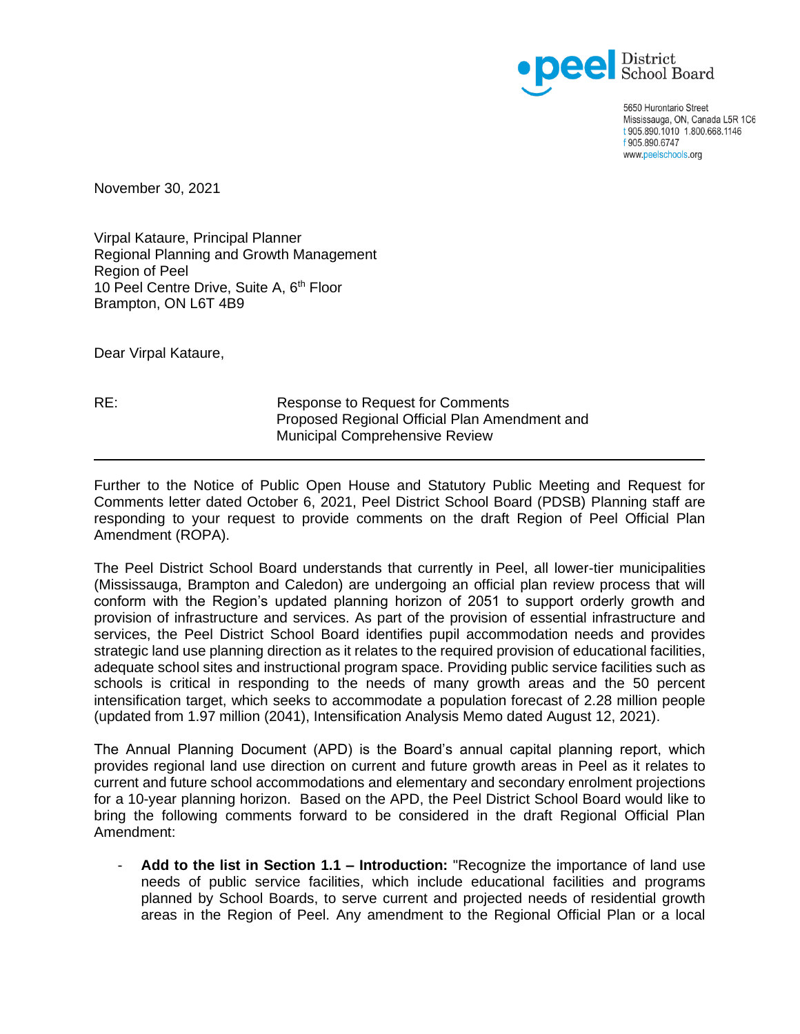November 30, 2021

Virpal Kataure, Principal Planner
Regional Planning and Growth Management
Region of Peel
10 Peel Centre Drive, Suite A, 6th Floor
Brampton, ON L6T 4B9

Dear Virpal Kataure,

RE: Response to Request for Comments
Proposed Regional Official Plan Amendment and
Municipal Comprehensive Review

---

Further to the Notice of Public Open House and Statutory Public Meeting and Request for Comments letter dated October 6, 2021, Peel District School Board (PDSB) Planning staff are responding to your request to provide comments on the draft Region of Peel Official Plan Amendment (ROPA).

The Peel District School Board understands that currently in Peel, all lower-tier municipalities (Mississauga, Brampton and Caledon) are undergoing an official plan review process that will conform with the Region's updated planning horizon of 2051 to support orderly growth and provision of infrastructure and services. As part of the provision of essential infrastructure and services, the Peel District School Board identifies pupil accommodation needs and provides strategic land use planning direction as it relates to the required provision of educational facilities, adequate school sites and instructional program space. Providing public service facilities such as schools is critical in responding to the needs of many growth areas and the 50 percent intensification target, which seeks to accommodate a population forecast of 2.28 million people (updated from 1.97 million (2041), Intensification Analysis Memo dated August 12, 2021).

The Annual Planning Document (APD) is the Board's annual capital planning report, which provides regional land use direction on current and future growth areas in Peel as it relates to current and future school accommodations and elementary and secondary enrolment projections for a 10-year planning horizon. Based on the APD, the Peel District School Board would like to bring the following comments forward to be considered in the draft Regional Official Plan Amendment:

- **Add to the list in Section 1.1 – Introduction:** "Recognize the importance of land use needs of public service facilities, which include educational facilities and programs planned by School Boards, to serve current and projected needs of residential growth areas in the Region of Peel. Any amendment to the Regional Official Plan or a local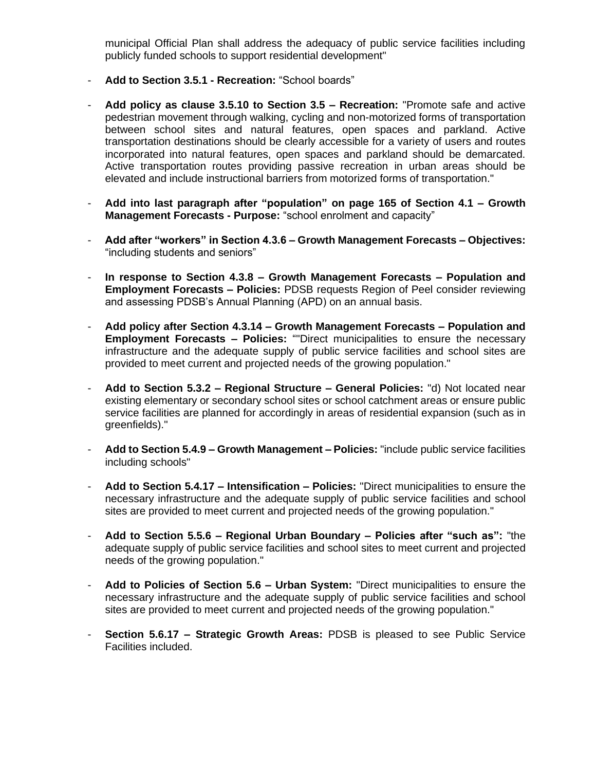municipal Official Plan shall address the adequacy of public service facilities including publicly funded schools to support residential development"

- **Add to Section 3.5.1 - Recreation:** "School boards"

- **Add policy as clause 3.5.10 to Section 3.5 – Recreation:** "Promote safe and active pedestrian movement through walking, cycling and non-motorized forms of transportation between school sites and natural features, open spaces and parkland. Active transportation destinations should be clearly accessible for a variety of users and routes incorporated into natural features, open spaces and parkland should be demarcated. Active transportation routes providing passive recreation in urban areas should be elevated and include instructional barriers from motorized forms of transportation."

- **Add into last paragraph after "population" on page 165 of Section 4.1 – Growth Management Forecasts - Purpose:** "school enrolment and capacity"

- **Add after "workers" in Section 4.3.6 – Growth Management Forecasts – Objectives:** "including students and seniors"

- **In response to Section 4.3.8 – Growth Management Forecasts – Population and Employment Forecasts – Policies:** PDSB requests Region of Peel consider reviewing and assessing PDSB's Annual Planning (APD) on an annual basis.

- **Add policy after Section 4.3.14 – Growth Management Forecasts – Population and Employment Forecasts – Policies:** ""Direct municipalities to ensure the necessary infrastructure and the adequate supply of public service facilities and school sites are provided to meet current and projected needs of the growing population."

- **Add to Section 5.3.2 – Regional Structure – General Policies:** "d) Not located near existing elementary or secondary school sites or school catchment areas or ensure public service facilities are planned for accordingly in areas of residential expansion (such as in greenfields)."

- **Add to Section 5.4.9 – Growth Management – Policies:** "include public service facilities including schools"

- **Add to Section 5.4.17 – Intensification – Policies:** "Direct municipalities to ensure the necessary infrastructure and the adequate supply of public service facilities and school sites are provided to meet current and projected needs of the growing population."

- **Add to Section 5.5.6 – Regional Urban Boundary – Policies after "such as":** "the adequate supply of public service facilities and school sites to meet current and projected needs of the growing population."

- **Add to Policies of Section 5.6 – Urban System:** "Direct municipalities to ensure the necessary infrastructure and the adequate supply of public service facilities and school sites are provided to meet current and projected needs of the growing population."

- **Section 5.6.17 – Strategic Growth Areas:** PDSB is pleased to see Public Service Facilities included.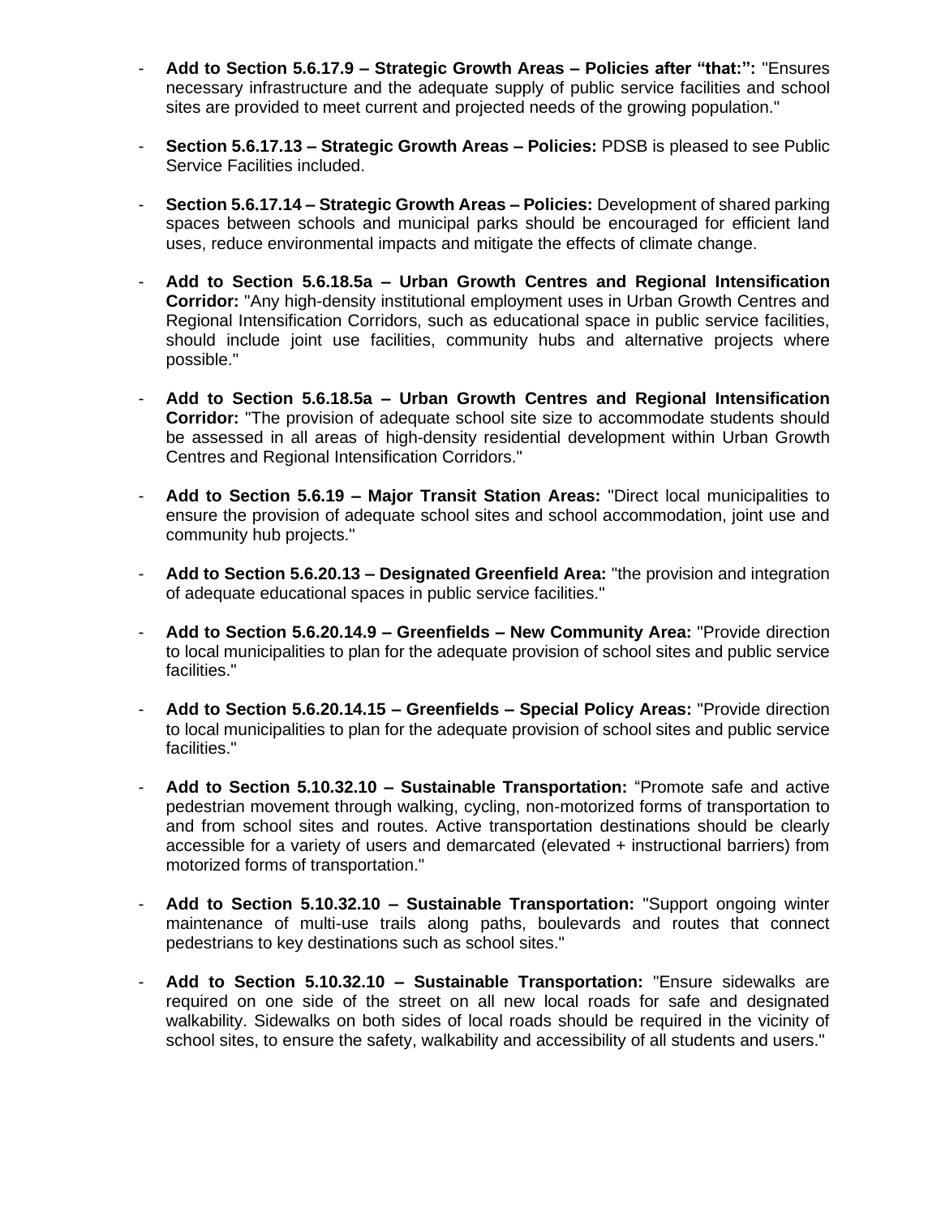- **Add to Section 5.6.17.9 – Strategic Growth Areas – Policies after "that:":** "Ensures necessary infrastructure and the adequate supply of public service facilities and school sites are provided to meet current and projected needs of the growing population."

- **Section 5.6.17.13 – Strategic Growth Areas – Policies:** PDSB is pleased to see Public Service Facilities included.

- **Section 5.6.17.14 – Strategic Growth Areas – Policies:** Development of shared parking spaces between schools and municipal parks should be encouraged for efficient land uses, reduce environmental impacts and mitigate the effects of climate change.

- **Add to Section 5.6.18.5a – Urban Growth Centres and Regional Intensification Corridor:** "Any high-density institutional employment uses in Urban Growth Centres and Regional Intensification Corridors, such as educational space in public service facilities, should include joint use facilities, community hubs and alternative projects where possible."

- **Add to Section 5.6.18.5a – Urban Growth Centres and Regional Intensification Corridor:** "The provision of adequate school site size to accommodate students should be assessed in all areas of high-density residential development within Urban Growth Centres and Regional Intensification Corridors."

- **Add to Section 5.6.19 – Major Transit Station Areas:** "Direct local municipalities to ensure the provision of adequate school sites and school accommodation, joint use and community hub projects."

- **Add to Section 5.6.20.13 – Designated Greenfield Area:** "the provision and integration of adequate educational spaces in public service facilities."

- **Add to Section 5.6.20.14.9 – Greenfields – New Community Area:** "Provide direction to local municipalities to plan for the adequate provision of school sites and public service facilities."

- **Add to Section 5.6.20.14.15 – Greenfields – Special Policy Areas:** "Provide direction to local municipalities to plan for the adequate provision of school sites and public service facilities."

- **Add to Section 5.10.32.10 – Sustainable Transportation:** "Promote safe and active pedestrian movement through walking, cycling, non-motorized forms of transportation to and from school sites and routes. Active transportation destinations should be clearly accessible for a variety of users and demarcated (elevated + instructional barriers) from motorized forms of transportation."

- **Add to Section 5.10.32.10 – Sustainable Transportation:** "Support ongoing winter maintenance of multi-use trails along paths, boulevards and routes that connect pedestrians to key destinations such as school sites."

- **Add to Section 5.10.32.10 – Sustainable Transportation:** "Ensure sidewalks are required on one side of the street on all new local roads for safe and designated walkability. Sidewalks on both sides of local roads should be required in the vicinity of school sites, to ensure the safety, walkability and accessibility of all students and users."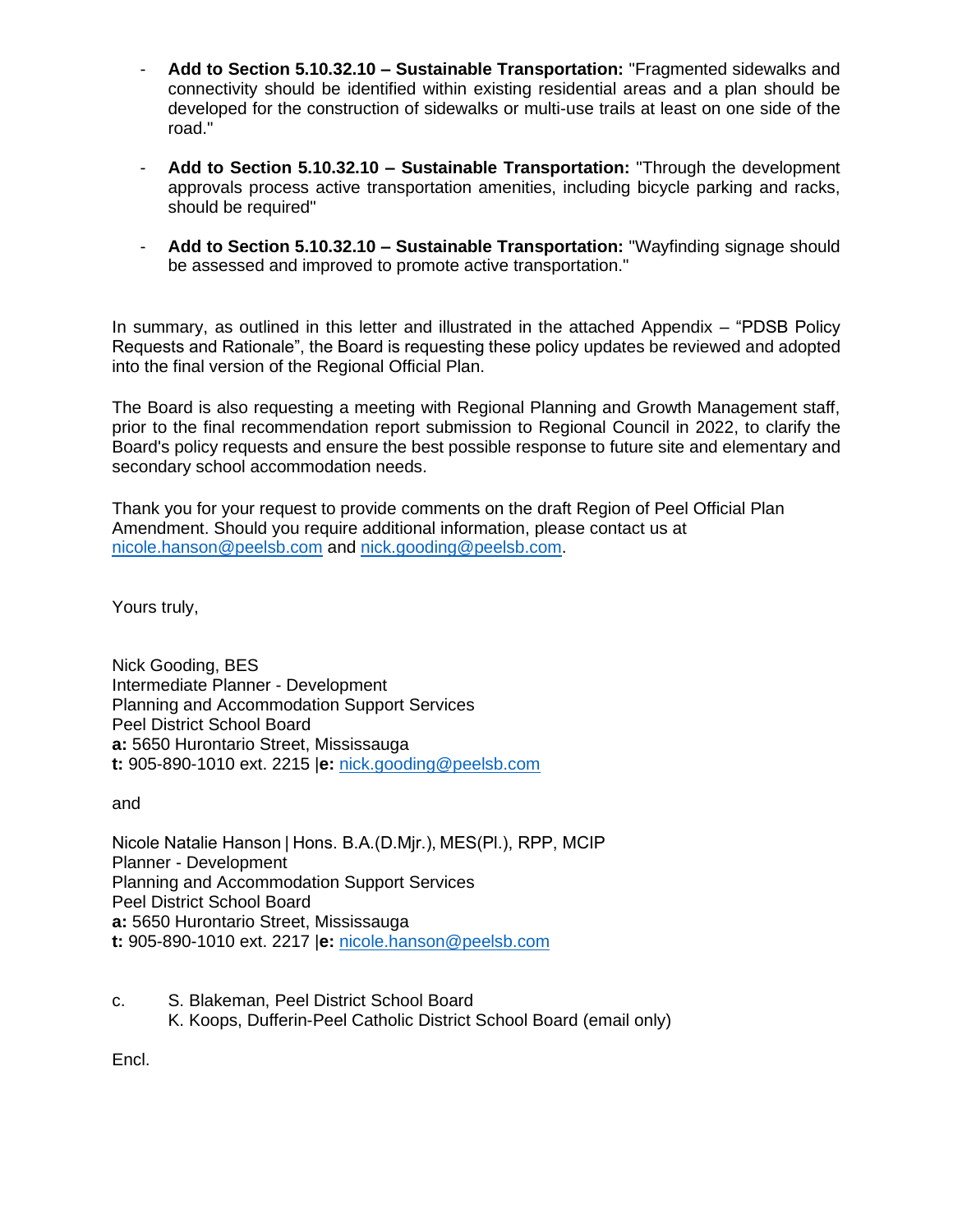- **Add to Section 5.10.32.10 – Sustainable Transportation:** "Fragmented sidewalks and connectivity should be identified within existing residential areas and a plan should be developed for the construction of sidewalks or multi-use trails at least on one side of the road."

- **Add to Section 5.10.32.10 – Sustainable Transportation:** "Through the development approvals process active transportation amenities, including bicycle parking and racks, should be required"

- **Add to Section 5.10.32.10 – Sustainable Transportation:** "Wayfinding signage should be assessed and improved to promote active transportation."

In summary, as outlined in this letter and illustrated in the attached Appendix – "PDSB Policy Requests and Rationale", the Board is requesting these policy updates be reviewed and adopted into the final version of the Regional Official Plan.

The Board is also requesting a meeting with Regional Planning and Growth Management staff, prior to the final recommendation report submission to Regional Council in 2022, to clarify the Board's policy requests and ensure the best possible response to future site and elementary and secondary school accommodation needs.

Thank you for your request to provide comments on the draft Region of Peel Official Plan Amendment. Should you require additional information, please contact us at nicole.hanson@peelsb.com and nick.gooding@peelsb.com.

Yours truly,

Nick Gooding, BES  
Intermediate Planner - Development  
Planning and Accommodation Support Services  
Peel District School Board  
**a:** 5650 Hurontario Street, Mississauga  
**t:** 905-890-1010 ext. 2215 |**e:** nick.gooding@peelsb.com

and

Nicole Natalie Hanson | Hons. B.A.(D.Mjr.), MES(Pl.), RPP, MCIP  
Planner - Development  
Planning and Accommodation Support Services  
Peel District School Board  
**a:** 5650 Hurontario Street, Mississauga  
**t:** 905-890-1010 ext. 2217 |**e:** nicole.hanson@peelsb.com

c. S. Blakeman, Peel District School Board  
K. Koops, Dufferin-Peel Catholic District School Board (email only)

Encl.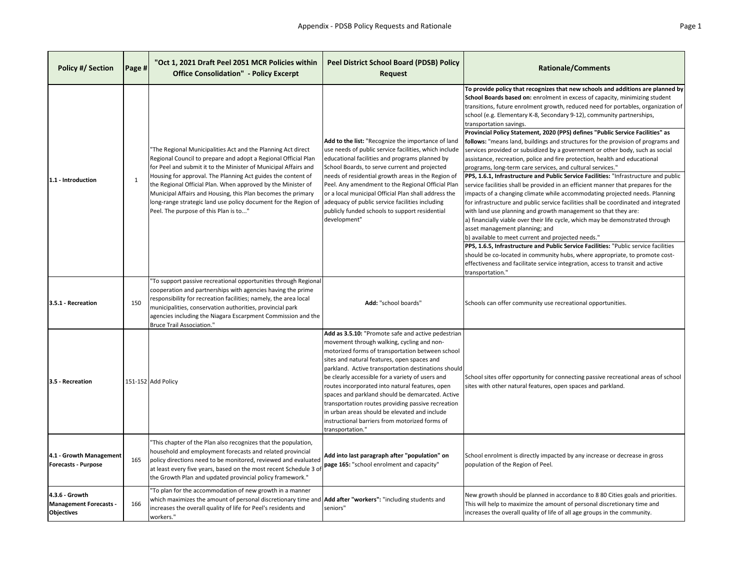# Appendix - PDSB Policy Requests and Rationale

| Policy #/ Section | Page # | "Oct 1, 2021 Draft Peel 2051 MCR Policies within Office Consolidation" - Policy Excerpt | Peel District School Board (PDSB) Policy Request | Rationale/Comments |
|---|---|---|---|---|
| 1.1 - Introduction | 1 | "The Regional Municipalities Act and the Planning Act direct Regional Council to prepare and adopt a Regional Official Plan for Peel and submit it to the Minister of Municipal Affairs and Housing for approval. The Planning Act guides the content of the Regional Official Plan. When approved by the Minister of Municipal Affairs and Housing, this Plan becomes the primary long-range strategic land use policy document for the Region of Peel. The purpose of this Plan is to..." | **Add to the list:** "Recognize the importance of land use needs of public service facilities, which include educational facilities and programs planned by School Boards, to serve current and projected needs of residential growth areas in the Region of Peel. Any amendment to the Regional Official Plan or a local municipal Official Plan shall address the adequacy of public service facilities including publicly funded schools to support residential development" | **To provide policy that recognizes that new schools and additions are planned by School Boards based on:** enrolment in excess of capacity, minimizing student transitions, future enrolment growth, reduced need for portables, organization of school (e.g. Elementary K-8, Secondary 9-12), community partnerships, transportation savings.<br>**Provincial Policy Statement, 2020 (PPS) defines "Public Service Facilities" as follows:** "means land, buildings and structures for the provision of programs and services provided or subsidized by a government or other body, such as social assistance, recreation, police and fire protection, health and educational programs, long-term care services, and cultural services."<br>**PPS, 1.6.1, Infrastructure and Public Service Facilities:** "Infrastructure and public service facilities shall be provided in an efficient manner that prepares for the impacts of a changing climate while accommodating projected needs. Planning for infrastructure and public service facilities shall be coordinated and integrated with land use planning and growth management so that they are:<br>a) financially viable over their life cycle, which may be demonstrated through asset management planning; and<br>b) available to meet current and projected needs."<br>**PPS, 1.6.5, Infrastructure and Public Service Facilities:** "Public service facilities should be co-located in community hubs, where appropriate, to promote cost-effectiveness and facilitate service integration, access to transit and active transportation." |
| 3.5.1 - Recreation | 150 | "To support passive recreational opportunities through Regional cooperation and partnerships with agencies having the prime responsibility for recreation facilities; namely, the area local municipalities, conservation authorities, provincial park agencies including the Niagara Escarpment Commission and the Bruce Trail Association." | **Add:** "school boards" | Schools can offer community use recreational opportunities. |
| 3.5 - Recreation | 151-152 | Add Policy | **Add as 3.5.10:** "Promote safe and active pedestrian movement through walking, cycling and non-motorized forms of transportation between school sites and natural features, open spaces and parkland. Active transportation destinations should be clearly accessible for a variety of users and routes incorporated into natural features, open spaces and parkland should be demarcated. Active transportation routes providing passive recreation in urban areas should be elevated and include instructional barriers from motorized forms of transportation." | School sites offer opportunity for connecting passive recreational areas of school sites with other natural features, open spaces and parkland. |
| 4.1 - Growth Management Forecasts - Purpose | 165 | "This chapter of the Plan also recognizes that the population, household and employment forecasts and related provincial policy directions need to be monitored, reviewed and evaluated at least every five years, based on the most recent Schedule 3 of the Growth Plan and updated provincial policy framework." | **Add into last paragraph after "population" on page 165:** "school enrolment and capacity" | School enrolment is directly impacted by any increase or decrease in gross population of the Region of Peel. |
| 4.3.6 - Growth Management Forecasts - Objectives | 166 | "To plan for the accommodation of new growth in a manner which maximizes the amount of personal discretionary time and increases the overall quality of life for Peel's residents and workers." | **Add after "workers":** "including students and seniors" | New growth should be planned in accordance to 8 80 Cities goals and priorities. This will help to maximize the amount of personal discretionary time and increases the overall quality of life of all age groups in the community. |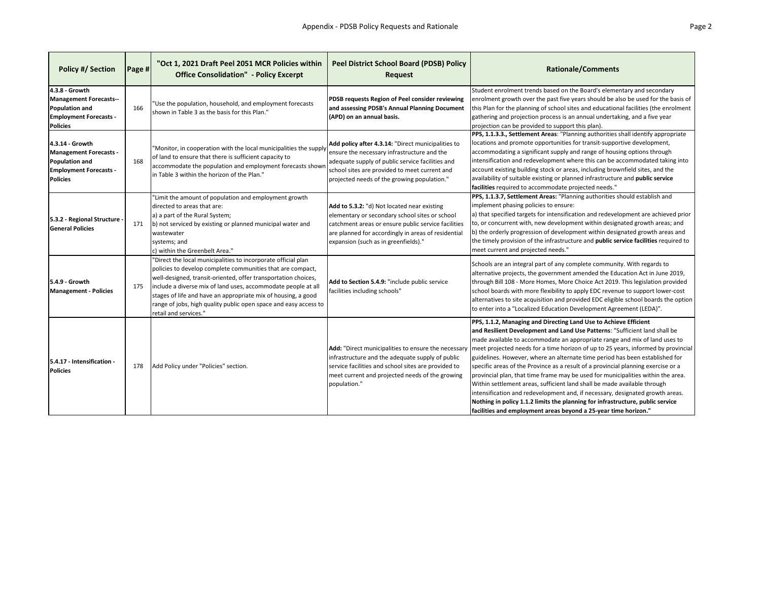| Policy #/ Section | Page # | "Oct 1, 2021 Draft Peel 2051 MCR Policies within Office Consolidation" - Policy Excerpt | Peel District School Board (PDSB) Policy Request | Rationale/Comments |
|---|---|---|---|---|
| **4.3.8 - Growth Management Forecasts-- Population and Employment Forecasts - Policies** | 166 | "Use the population, household, and employment forecasts shown in Table 3 as the basis for this Plan." | **PDSB requests Region of Peel consider reviewing and assessing PDSB's Annual Planning Document (APD) on an annual basis.** | Student enrolment trends based on the Board's elementary and secondary enrolment growth over the past five years should be also be used for the basis of this Plan for the planning of school sites and educational facilities (the enrolment gathering and projection process is an annual undertaking, and a five year projection can be provided to support this plan). |
| **4.3.14 - Growth Management Forecasts - Population and Employment Forecasts - Policies** | 168 | "Monitor, in cooperation with the local municipalities the supply of land to ensure that there is sufficient capacity to accommodate the population and employment forecasts shown in Table 3 within the horizon of the Plan." | **Add policy after 4.3.14:** "Direct municipalities to ensure the necessary infrastructure and the adequate supply of public service facilities and school sites are provided to meet current and projected needs of the growing population." | **PPS, 1.1.3.3., Settlement Areas**: "Planning authorities shall identify appropriate locations and promote opportunities for transit-supportive development, accommodating a significant supply and range of housing options through intensification and redevelopment where this can be accommodated taking into account existing building stock or areas, including brownfield sites, and the availability of suitable existing or planned infrastructure and **public service facilities** required to accommodate projected needs." |
| **5.3.2 - Regional Structure - General Policies** | 171 | "Limit the amount of population and employment growth directed to areas that are:<br>a) a part of the Rural System;<br>b) not serviced by existing or planned municipal water and wastewater systems; and<br>c) within the Greenbelt Area." | **Add to 5.3.2:** "d) Not located near existing elementary or secondary school sites or school catchment areas or ensure public service facilities are planned for accordingly in areas of residential expansion (such as in greenfields)." | **PPS, 1.1.3.7, Settlement Areas:** "Planning authorities should establish and implement phasing policies to ensure:<br>a) that specified targets for intensification and redevelopment are achieved prior to, or concurrent with, new development within designated growth areas; and<br>b) the orderly progression of development within designated growth areas and the timely provision of the infrastructure and **public service facilities** required to meet current and projected needs." |
| **5.4.9 - Growth Management - Policies** | 175 | "Direct the local municipalities to incorporate official plan policies to develop complete communities that are compact, well-designed, transit-oriented, offer transportation choices, include a diverse mix of land uses, accommodate people at all stages of life and have an appropriate mix of housing, a good range of jobs, high quality public open space and easy access to retail and services." | **Add to Section 5.4.9:** "include public service facilities including schools" | Schools are an integral part of any complete community. With regards to alternative projects, the government amended the Education Act in June 2019, through Bill 108 - More Homes, More Choice Act 2019. This legislation provided school boards with more flexibility to apply EDC revenue to support lower-cost alternatives to site acquisition and provided EDC eligible school boards the option to enter into a "Localized Education Development Agreement (LEDA)". |
| **5.4.17 - Intensification - Policies** | 178 | Add Policy under "Policies" section. | **Add:** "Direct municipalities to ensure the necessary infrastructure and the adequate supply of public service facilities and school sites are provided to meet current and projected needs of the growing population." | **PPS, 1.1.2, Managing and Directing Land Use to Achieve Efficient and Resilient Development and Land Use Patterns**: "Sufficient land shall be made available to accommodate an appropriate range and mix of land uses to meet projected needs for a time horizon of up to 25 years, informed by provincial guidelines. However, where an alternate time period has been established for specific areas of the Province as a result of a provincial planning exercise or a provincial plan, that time frame may be used for municipalities within the area. Within settlement areas, sufficient land shall be made available through intensification and redevelopment and, if necessary, designated growth areas. **Nothing in policy 1.1.2 limits the planning for infrastructure, public service facilities and employment areas beyond a 25-year time horizon."** |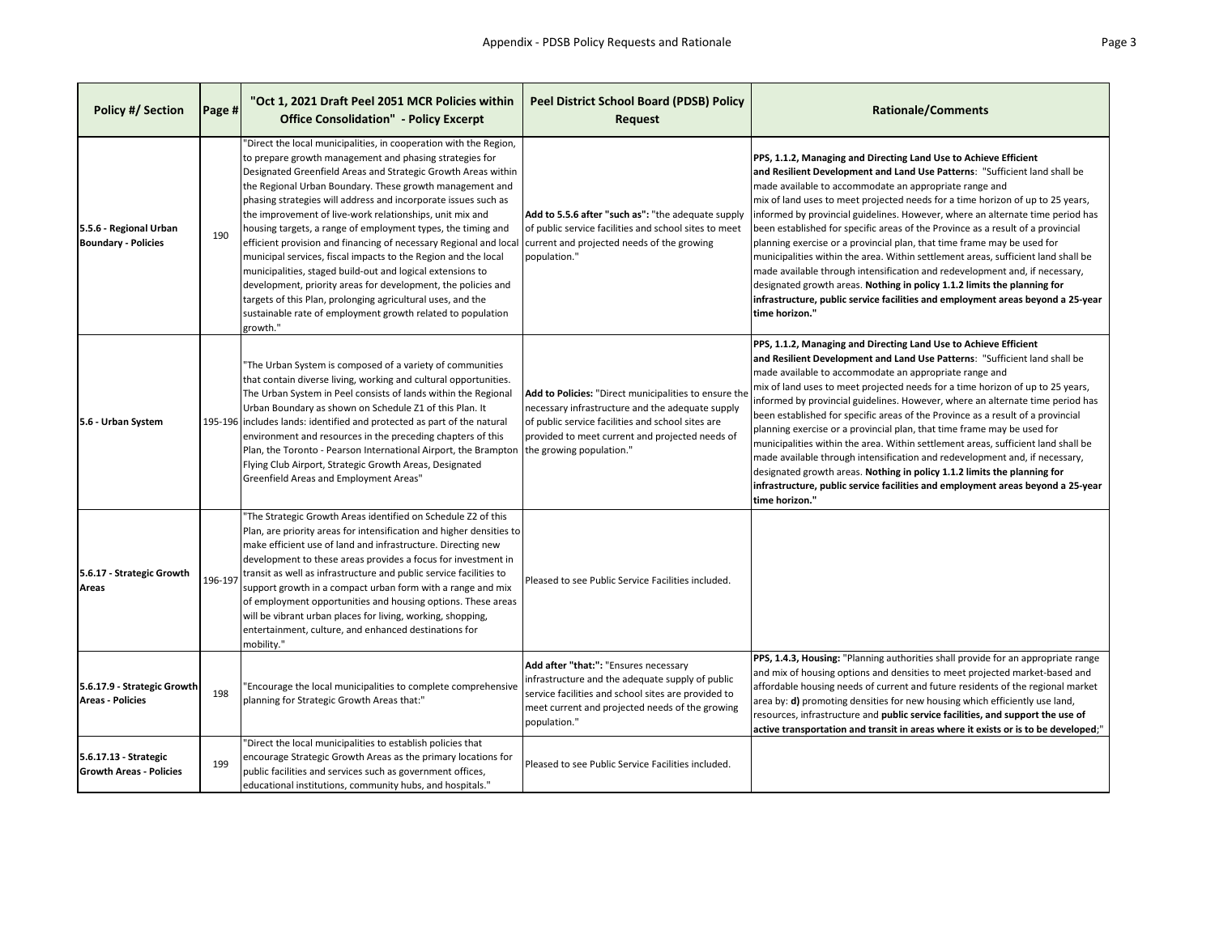| Policy #/ Section | Page # | "Oct 1, 2021 Draft Peel 2051 MCR Policies within Office Consolidation" - Policy Excerpt | Peel District School Board (PDSB) Policy Request | Rationale/Comments |
|---|---|---|---|---|
| **5.5.6 - Regional Urban Boundary - Policies** | 190 | "Direct the local municipalities, in cooperation with the Region, to prepare growth management and phasing strategies for Designated Greenfield Areas and Strategic Growth Areas within the Regional Urban Boundary. These growth management and phasing strategies will address and incorporate issues such as the improvement of live-work relationships, unit mix and housing targets, a range of employment types, the timing and efficient provision and financing of necessary Regional and local municipal services, fiscal impacts to the Region and the local municipalities, staged build-out and logical extensions to development, priority areas for development, the policies and targets of this Plan, prolonging agricultural uses, and the sustainable rate of employment growth related to population growth." | **Add to 5.5.6 after "such as":** "the adequate supply of public service facilities and school sites to meet current and projected needs of the growing population." | **PPS, 1.1.2, Managing and Directing Land Use to Achieve Efficient and Resilient Development and Land Use Patterns**: "Sufficient land shall be made available to accommodate an appropriate range and mix of land uses to meet projected needs for a time horizon of up to 25 years, informed by provincial guidelines. However, where an alternate time period has been established for specific areas of the Province as a result of a provincial planning exercise or a provincial plan, that time frame may be used for municipalities within the area. Within settlement areas, sufficient land shall be made available through intensification and redevelopment and, if necessary, designated growth areas. **Nothing in policy 1.1.2 limits the planning for infrastructure, public service facilities and employment areas beyond a 25-year time horizon."** |
| **5.6 - Urban System** | 195-196 | "The Urban System is composed of a variety of communities that contain diverse living, working and cultural opportunities. The Urban System in Peel consists of lands within the Regional Urban Boundary as shown on Schedule Z1 of this Plan. It includes lands: identified and protected as part of the natural environment and resources in the preceding chapters of this Plan, the Toronto - Pearson International Airport, the Brampton Flying Club Airport, Strategic Growth Areas, Designated Greenfield Areas and Employment Areas" | **Add to Policies:** "Direct municipalities to ensure the necessary infrastructure and the adequate supply of public service facilities and school sites are provided to meet current and projected needs of the growing population." | **PPS, 1.1.2, Managing and Directing Land Use to Achieve Efficient and Resilient Development and Land Use Patterns**: "Sufficient land shall be made available to accommodate an appropriate range and mix of land uses to meet projected needs for a time horizon of up to 25 years, informed by provincial guidelines. However, where an alternate time period has been established for specific areas of the Province as a result of a provincial planning exercise or a provincial plan, that time frame may be used for municipalities within the area. Within settlement areas, sufficient land shall be made available through intensification and redevelopment and, if necessary, designated growth areas. **Nothing in policy 1.1.2 limits the planning for infrastructure, public service facilities and employment areas beyond a 25-year time horizon."** |
| **5.6.17 - Strategic Growth Areas** | 196-197 | "The Strategic Growth Areas identified on Schedule Z2 of this Plan, are priority areas for intensification and higher densities to make efficient use of land and infrastructure. Directing new development to these areas provides a focus for investment in transit as well as infrastructure and public service facilities to support growth in a compact urban form with a range and mix of employment opportunities and housing options. These areas will be vibrant urban places for living, working, shopping, entertainment, culture, and enhanced destinations for mobility." | Pleased to see Public Service Facilities included. | |
| **5.6.17.9 - Strategic Growth Areas - Policies** | 198 | "Encourage the local municipalities to complete comprehensive planning for Strategic Growth Areas that:" | **Add after "that:":** "Ensures necessary infrastructure and the adequate supply of public service facilities and school sites are provided to meet current and projected needs of the growing population." | **PPS, 1.4.3, Housing:** "Planning authorities shall provide for an appropriate range and mix of housing options and densities to meet projected market-based and affordable housing needs of current and future residents of the regional market area by: **d)** promoting densities for new housing which efficiently use land, resources, infrastructure and **public service facilities, and support the use of active transportation and transit in areas where it exists or is to be developed**;" |
| **5.6.17.13 - Strategic Growth Areas - Policies** | 199 | "Direct the local municipalities to establish policies that encourage Strategic Growth Areas as the primary locations for public facilities and services such as government offices, educational institutions, community hubs, and hospitals." | Pleased to see Public Service Facilities included. | |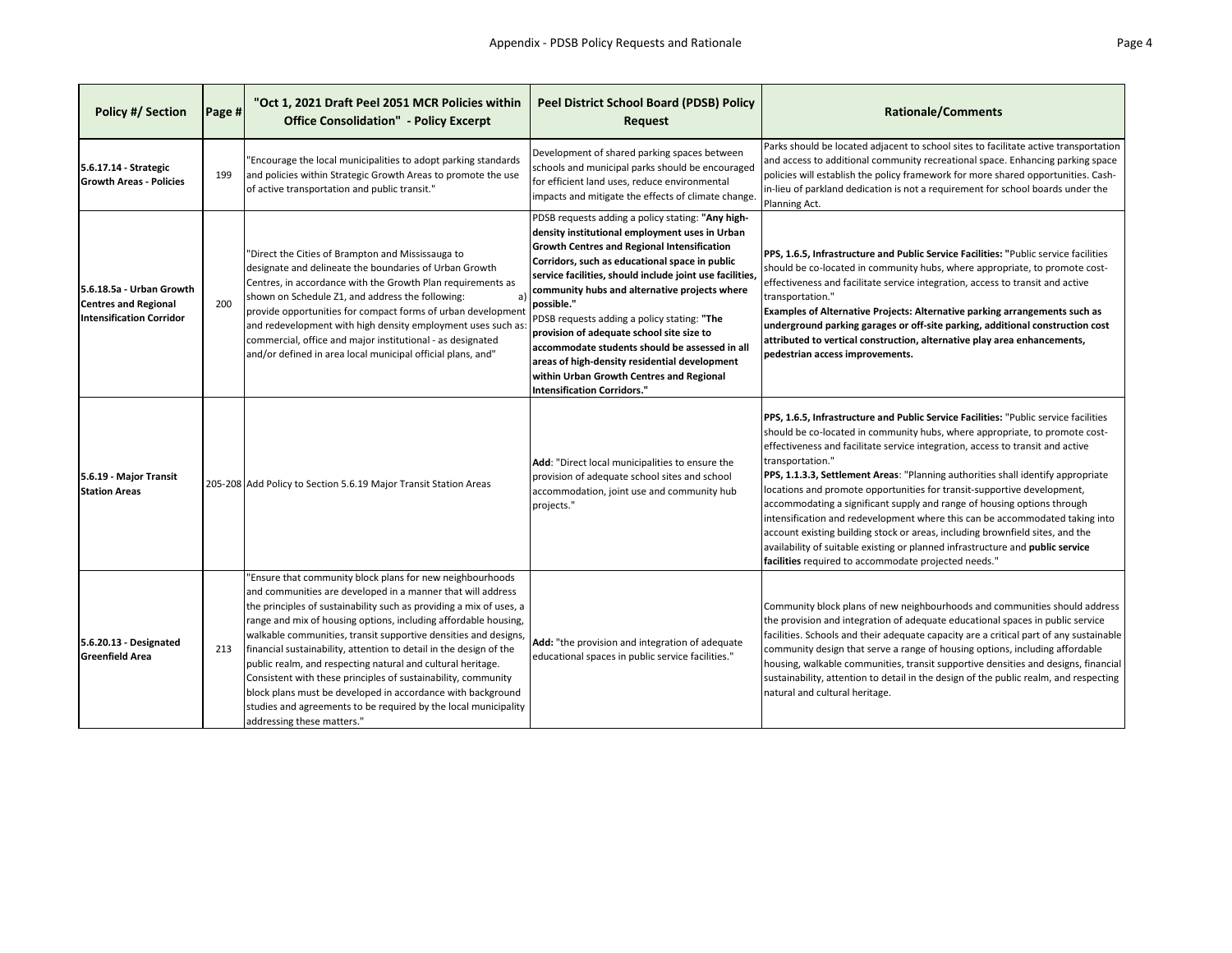| Policy #/ Section | Page # | "Oct 1, 2021 Draft Peel 2051 MCR Policies within Office Consolidation" - Policy Excerpt | Peel District School Board (PDSB) Policy Request | Rationale/Comments |
|---|---|---|---|---|
| **5.6.17.14 - Strategic Growth Areas - Policies** | 199 | "Encourage the local municipalities to adopt parking standards and policies within Strategic Growth Areas to promote the use of active transportation and public transit." | Development of shared parking spaces between schools and municipal parks should be encouraged for efficient land uses, reduce environmental impacts and mitigate the effects of climate change. | Parks should be located adjacent to school sites to facilitate active transportation and access to additional community recreational space. Enhancing parking space policies will establish the policy framework for more shared opportunities. Cash-in-lieu of parkland dedication is not a requirement for school boards under the Planning Act. |
| **5.6.18.5a - Urban Growth Centres and Regional Intensification Corridor** | 200 | "Direct the Cities of Brampton and Mississauga to designate and delineate the boundaries of Urban Growth Centres, in accordance with the Growth Plan requirements as shown on Schedule Z1, and address the following: a) provide opportunities for compact forms of urban development and redevelopment with high density employment uses such as: commercial, office and major institutional - as designated and/or defined in area local municipal official plans, and" | PDSB requests adding a policy stating: **"Any high-density institutional employment uses in Urban Growth Centres and Regional Intensification Corridors, such as educational space in public service facilities, should include joint use facilities, community hubs and alternative projects where possible."** PDSB requests adding a policy stating: **"The provision of adequate school site size to accommodate students should be assessed in all areas of high-density residential development within Urban Growth Centres and Regional Intensification Corridors."** | **PPS, 1.6.5, Infrastructure and Public Service Facilities: "**Public service facilities should be co-located in community hubs, where appropriate, to promote cost-effectiveness and facilitate service integration, access to transit and active transportation." **Examples of Alternative Projects: Alternative parking arrangements such as underground parking garages or off-site parking, additional construction cost attributed to vertical construction, alternative play area enhancements, pedestrian access improvements.** |
| **5.6.19 - Major Transit Station Areas** | 205-208 | Add Policy to Section 5.6.19 Major Transit Station Areas | **Add**: "Direct local municipalities to ensure the provision of adequate school sites and school accommodation, joint use and community hub projects." | **PPS, 1.6.5, Infrastructure and Public Service Facilities:** "Public service facilities should be co-located in community hubs, where appropriate, to promote cost-effectiveness and facilitate service integration, access to transit and active transportation." **PPS, 1.1.3.3, Settlement Areas**: "Planning authorities shall identify appropriate locations and promote opportunities for transit-supportive development, accommodating a significant supply and range of housing options through intensification and redevelopment where this can be accommodated taking into account existing building stock or areas, including brownfield sites, and the availability of suitable existing or planned infrastructure and **public service facilities** required to accommodate projected needs." |
| **5.6.20.13 - Designated Greenfield Area** | 213 | "Ensure that community block plans for new neighbourhoods and communities are developed in a manner that will address the principles of sustainability such as providing a mix of uses, a range and mix of housing options, including affordable housing, walkable communities, transit supportive densities and designs, financial sustainability, attention to detail in the design of the public realm, and respecting natural and cultural heritage. Consistent with these principles of sustainability, community block plans must be developed in accordance with background studies and agreements to be required by the local municipality addressing these matters." | **Add:** "the provision and integration of adequate educational spaces in public service facilities." | Community block plans of new neighbourhoods and communities should address the provision and integration of adequate educational spaces in public service facilities. Schools and their adequate capacity are a critical part of any sustainable community design that serve a range of housing options, including affordable housing, walkable communities, transit supportive densities and designs, financial sustainability, attention to detail in the design of the public realm, and respecting natural and cultural heritage. |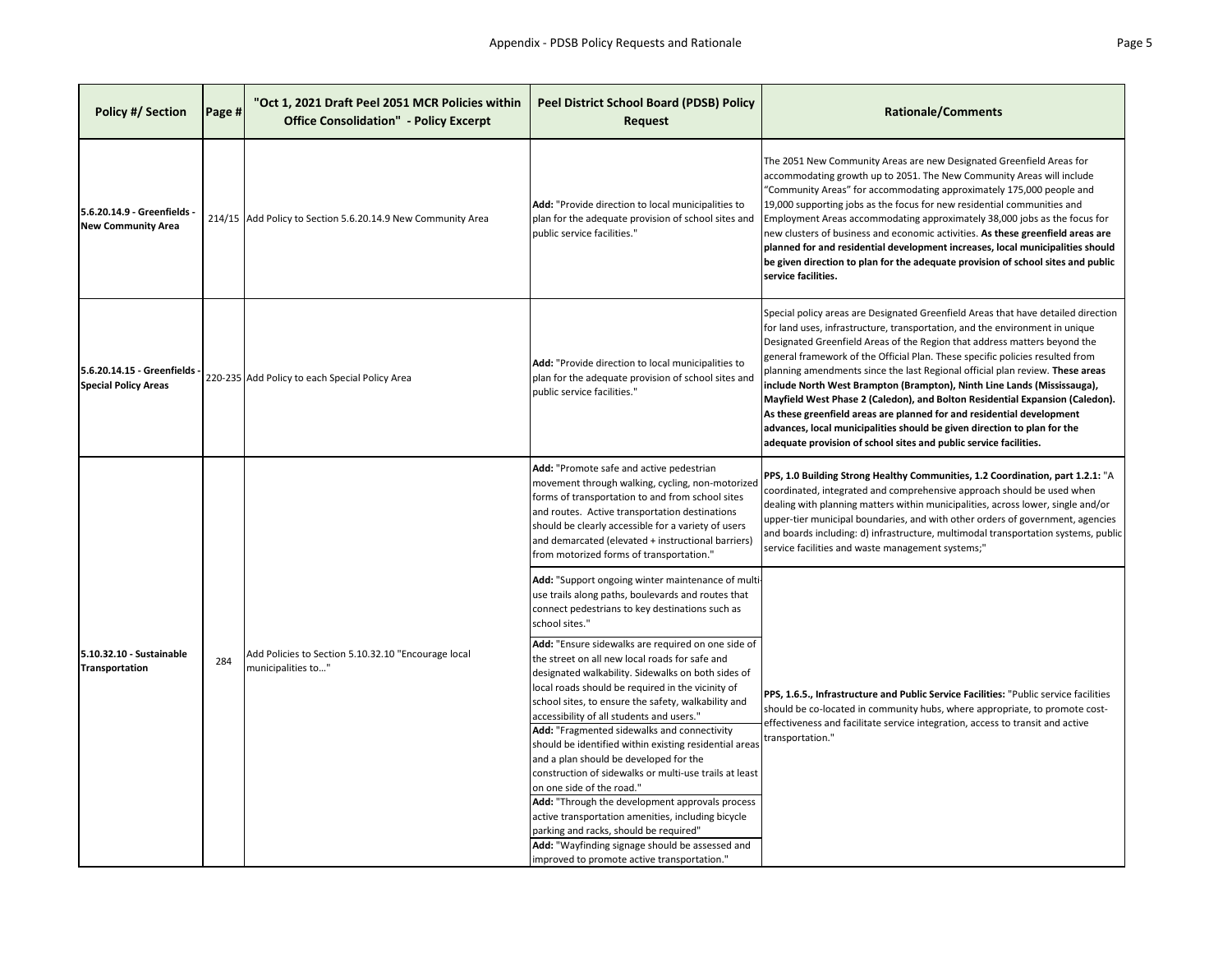| Policy #/ Section | Page # | "Oct 1, 2021 Draft Peel 2051 MCR Policies within Office Consolidation" - Policy Excerpt | Peel District School Board (PDSB) Policy Request | Rationale/Comments |
|---|---|---|---|---|
| **5.6.20.14.9 - Greenfields - New Community Area** | 214/15 | Add Policy to Section 5.6.20.14.9 New Community Area | **Add:** "Provide direction to local municipalities to plan for the adequate provision of school sites and public service facilities." | The 2051 New Community Areas are new Designated Greenfield Areas for accommodating growth up to 2051. The New Community Areas will include "Community Areas" for accommodating approximately 175,000 people and 19,000 supporting jobs as the focus for new residential communities and Employment Areas accommodating approximately 38,000 jobs as the focus for new clusters of business and economic activities. **As these greenfield areas are planned for and residential development increases, local municipalities should be given direction to plan for the adequate provision of school sites and public service facilities.** |
| **5.6.20.14.15 - Greenfields - Special Policy Areas** | 220-235 | Add Policy to each Special Policy Area | **Add:** "Provide direction to local municipalities to plan for the adequate provision of school sites and public service facilities." | Special policy areas are Designated Greenfield Areas that have detailed direction for land uses, infrastructure, transportation, and the environment in unique Designated Greenfield Areas of the Region that address matters beyond the general framework of the Official Plan. These specific policies resulted from planning amendments since the last Regional official plan review. **These areas include North West Brampton (Brampton), Ninth Line Lands (Mississauga), Mayfield West Phase 2 (Caledon), and Bolton Residential Expansion (Caledon). As these greenfield areas are planned for and residential development advances, local municipalities should be given direction to plan for the adequate provision of school sites and public service facilities.** |
| **5.10.32.10 - Sustainable Transportation** | 284 | Add Policies to Section 5.10.32.10 "Encourage local municipalities to..." | **Add:** "Promote safe and active pedestrian movement through walking, cycling, non-motorized forms of transportation to and from school sites and routes. Active transportation destinations should be clearly accessible for a variety of users and demarcated (elevated + instructional barriers) from motorized forms of transportation." | **PPS, 1.0 Building Strong Healthy Communities, 1.2 Coordination, part 1.2.1:** "A coordinated, integrated and comprehensive approach should be used when dealing with planning matters within municipalities, across lower, single and/or upper-tier municipal boundaries, and with other orders of government, agencies and boards including: d) infrastructure, multimodal transportation systems, public service facilities and waste management systems;" |
| | | | **Add:** "Support ongoing winter maintenance of multi-use trails along paths, boulevards and routes that connect pedestrians to key destinations such as school sites." <br><br> **Add:** "Ensure sidewalks are required on one side of the street on all new local roads for safe and designated walkability. Sidewalks on both sides of local roads should be required in the vicinity of school sites, to ensure the safety, walkability and accessibility of all students and users." <br><br> **Add:** "Fragmented sidewalks and connectivity should be identified within existing residential areas and a plan should be developed for the construction of sidewalks or multi-use trails at least on one side of the road." <br><br> **Add:** "Through the development approvals process active transportation amenities, including bicycle parking and racks, should be required" <br><br> **Add:** "Wayfinding signage should be assessed and improved to promote active transportation." | **PPS, 1.6.5., Infrastructure and Public Service Facilities:** "Public service facilities should be co-located in community hubs, where appropriate, to promote cost-effectiveness and facilitate service integration, access to transit and active transportation." |